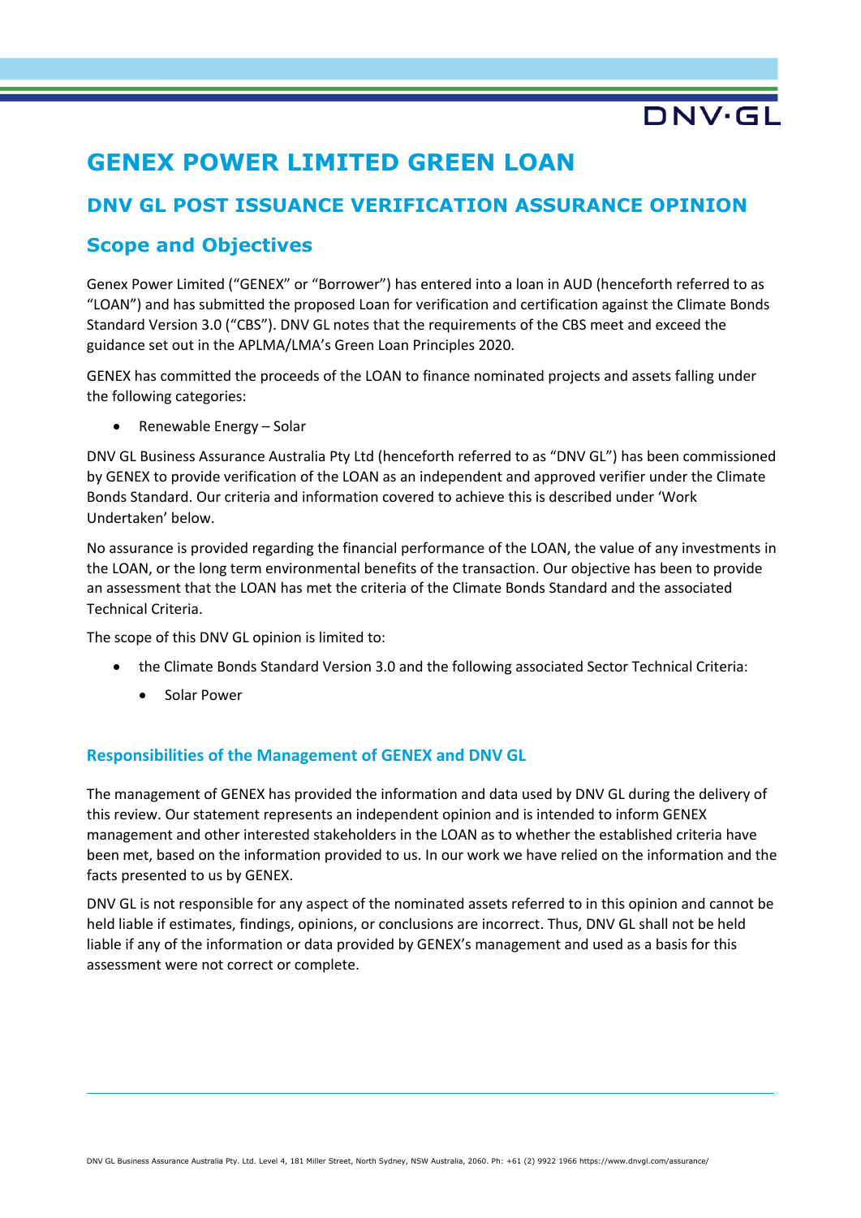# GENEX POWER LIMITED GREEN LOAN

## DNV GL POST ISSUANCE VERIFICATION ASSURANCE OPINION

## Scope and Objectives

Genex Power Limited ("GENEX" or "Borrower") has entered into a loan in AUD (henceforth referred to as "LOAN") and has submitted the proposed Loan for verification and certification against the Climate Bonds Standard Version 3.0 ("CBS"). DNV GL notes that the requirements of the CBS meet and exceed the guidance set out in the APLMA/LMA's Green Loan Principles 2020.

GENEX has committed the proceeds of the LOAN to finance nominated projects and assets falling under the following categories:

- Renewable Energy – Solar

DNV GL Business Assurance Australia Pty Ltd (henceforth referred to as "DNV GL") has been commissioned by GENEX to provide verification of the LOAN as an independent and approved verifier under the Climate Bonds Standard. Our criteria and information covered to achieve this is described under 'Work Undertaken' below.

No assurance is provided regarding the financial performance of the LOAN, the value of any investments in the LOAN, or the long term environmental benefits of the transaction. Our objective has been to provide an assessment that the LOAN has met the criteria of the Climate Bonds Standard and the associated Technical Criteria.

The scope of this DNV GL opinion is limited to:

- the Climate Bonds Standard Version 3.0 and the following associated Sector Technical Criteria:
  - Solar Power

### Responsibilities of the Management of GENEX and DNV GL

The management of GENEX has provided the information and data used by DNV GL during the delivery of this review. Our statement represents an independent opinion and is intended to inform GENEX management and other interested stakeholders in the LOAN as to whether the established criteria have been met, based on the information provided to us. In our work we have relied on the information and the facts presented to us by GENEX.

DNV GL is not responsible for any aspect of the nominated assets referred to in this opinion and cannot be held liable if estimates, findings, opinions, or conclusions are incorrect. Thus, DNV GL shall not be held liable if any of the information or data provided by GENEX's management and used as a basis for this assessment were not correct or complete.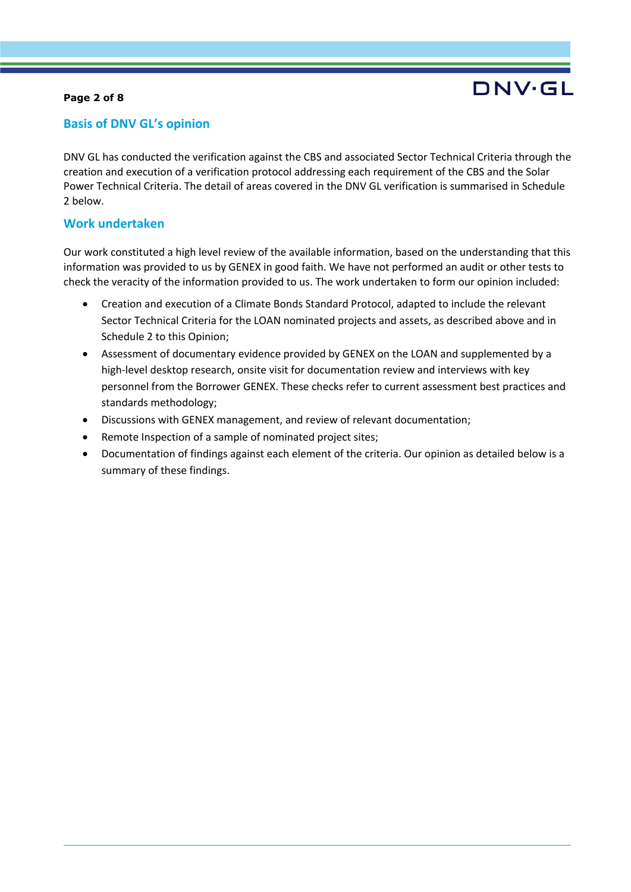## Basis of DNV GL's opinion

DNV GL has conducted the verification against the CBS and associated Sector Technical Criteria through the creation and execution of a verification protocol addressing each requirement of the CBS and the Solar Power Technical Criteria. The detail of areas covered in the DNV GL verification is summarised in Schedule 2 below.

## Work undertaken

Our work constituted a high level review of the available information, based on the understanding that this information was provided to us by GENEX in good faith. We have not performed an audit or other tests to check the veracity of the information provided to us. The work undertaken to form our opinion included:

- Creation and execution of a Climate Bonds Standard Protocol, adapted to include the relevant Sector Technical Criteria for the LOAN nominated projects and assets, as described above and in Schedule 2 to this Opinion;
- Assessment of documentary evidence provided by GENEX on the LOAN and supplemented by a high-level desktop research, onsite visit for documentation review and interviews with key personnel from the Borrower GENEX. These checks refer to current assessment best practices and standards methodology;
- Discussions with GENEX management, and review of relevant documentation;
- Remote Inspection of a sample of nominated project sites;
- Documentation of findings against each element of the criteria. Our opinion as detailed below is a summary of these findings.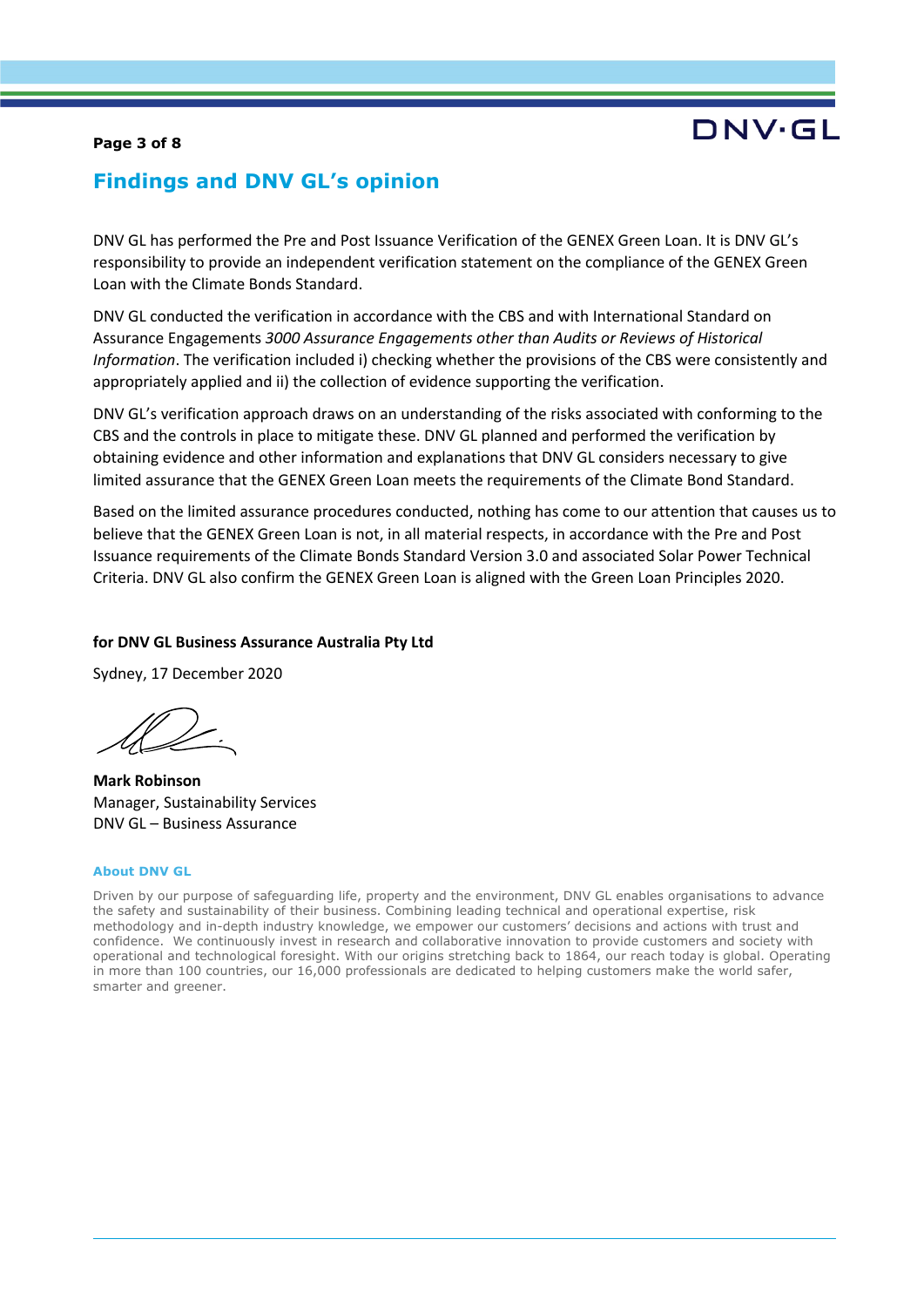## Findings and DNV GL's opinion

DNV GL has performed the Pre and Post Issuance Verification of the GENEX Green Loan. It is DNV GL's responsibility to provide an independent verification statement on the compliance of the GENEX Green Loan with the Climate Bonds Standard.

DNV GL conducted the verification in accordance with the CBS and with International Standard on Assurance Engagements *3000 Assurance Engagements other than Audits or Reviews of Historical Information*. The verification included i) checking whether the provisions of the CBS were consistently and appropriately applied and ii) the collection of evidence supporting the verification.

DNV GL's verification approach draws on an understanding of the risks associated with conforming to the CBS and the controls in place to mitigate these. DNV GL planned and performed the verification by obtaining evidence and other information and explanations that DNV GL considers necessary to give limited assurance that the GENEX Green Loan meets the requirements of the Climate Bond Standard.

Based on the limited assurance procedures conducted, nothing has come to our attention that causes us to believe that the GENEX Green Loan is not, in all material respects, in accordance with the Pre and Post Issuance requirements of the Climate Bonds Standard Version 3.0 and associated Solar Power Technical Criteria. DNV GL also confirm the GENEX Green Loan is aligned with the Green Loan Principles 2020.

**for DNV GL Business Assurance Australia Pty Ltd**

Sydney, 17 December 2020

**Mark Robinson**
Manager, Sustainability Services
DNV GL – Business Assurance

**About DNV GL**

Driven by our purpose of safeguarding life, property and the environment, DNV GL enables organisations to advance the safety and sustainability of their business. Combining leading technical and operational expertise, risk methodology and in-depth industry knowledge, we empower our customers' decisions and actions with trust and confidence. We continuously invest in research and collaborative innovation to provide customers and society with operational and technological foresight. With our origins stretching back to 1864, our reach today is global. Operating in more than 100 countries, our 16,000 professionals are dedicated to helping customers make the world safer, smarter and greener.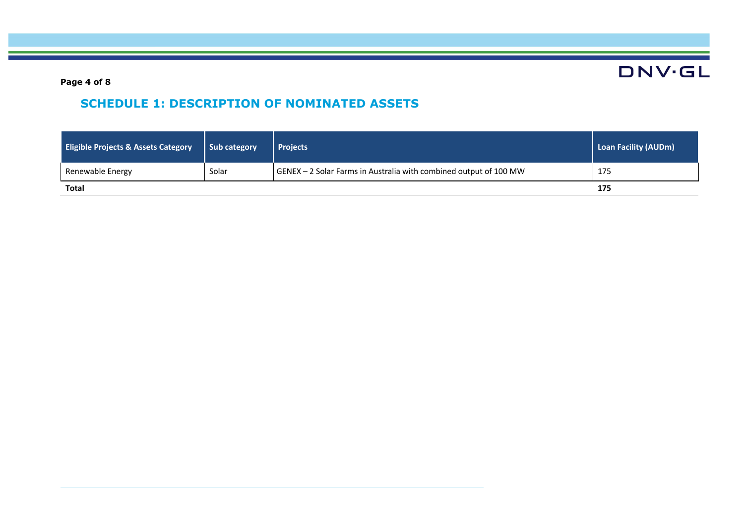## SCHEDULE 1: DESCRIPTION OF NOMINATED ASSETS

| Eligible Projects & Assets Category | Sub category | Projects | Loan Facility (AUDm) |
|---|---|---|---|
| Renewable Energy | Solar | GENEX – 2 Solar Farms in Australia with combined output of 100 MW | 175 |
| **Total** | | | **175** |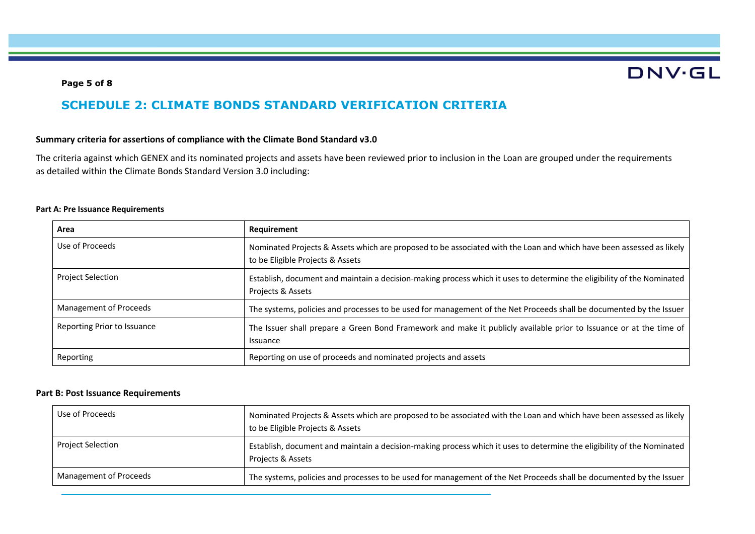# SCHEDULE 2: CLIMATE BONDS STANDARD VERIFICATION CRITERIA

**Summary criteria for assertions of compliance with the Climate Bond Standard v3.0**

The criteria against which GENEX and its nominated projects and assets have been reviewed prior to inclusion in the Loan are grouped under the requirements as detailed within the Climate Bonds Standard Version 3.0 including:

**Part A: Pre Issuance Requirements**

| Area | Requirement |
|---|---|
| Use of Proceeds | Nominated Projects & Assets which are proposed to be associated with the Loan and which have been assessed as likely to be Eligible Projects & Assets |
| Project Selection | Establish, document and maintain a decision-making process which it uses to determine the eligibility of the Nominated Projects & Assets |
| Management of Proceeds | The systems, policies and processes to be used for management of the Net Proceeds shall be documented by the Issuer |
| Reporting Prior to Issuance | The Issuer shall prepare a Green Bond Framework and make it publicly available prior to Issuance or at the time of Issuance |
| Reporting | Reporting on use of proceeds and nominated projects and assets |

**Part B: Post Issuance Requirements**

| | |
|---|---|
| Use of Proceeds | Nominated Projects & Assets which are proposed to be associated with the Loan and which have been assessed as likely to be Eligible Projects & Assets |
| Project Selection | Establish, document and maintain a decision-making process which it uses to determine the eligibility of the Nominated Projects & Assets |
| Management of Proceeds | The systems, policies and processes to be used for management of the Net Proceeds shall be documented by the Issuer |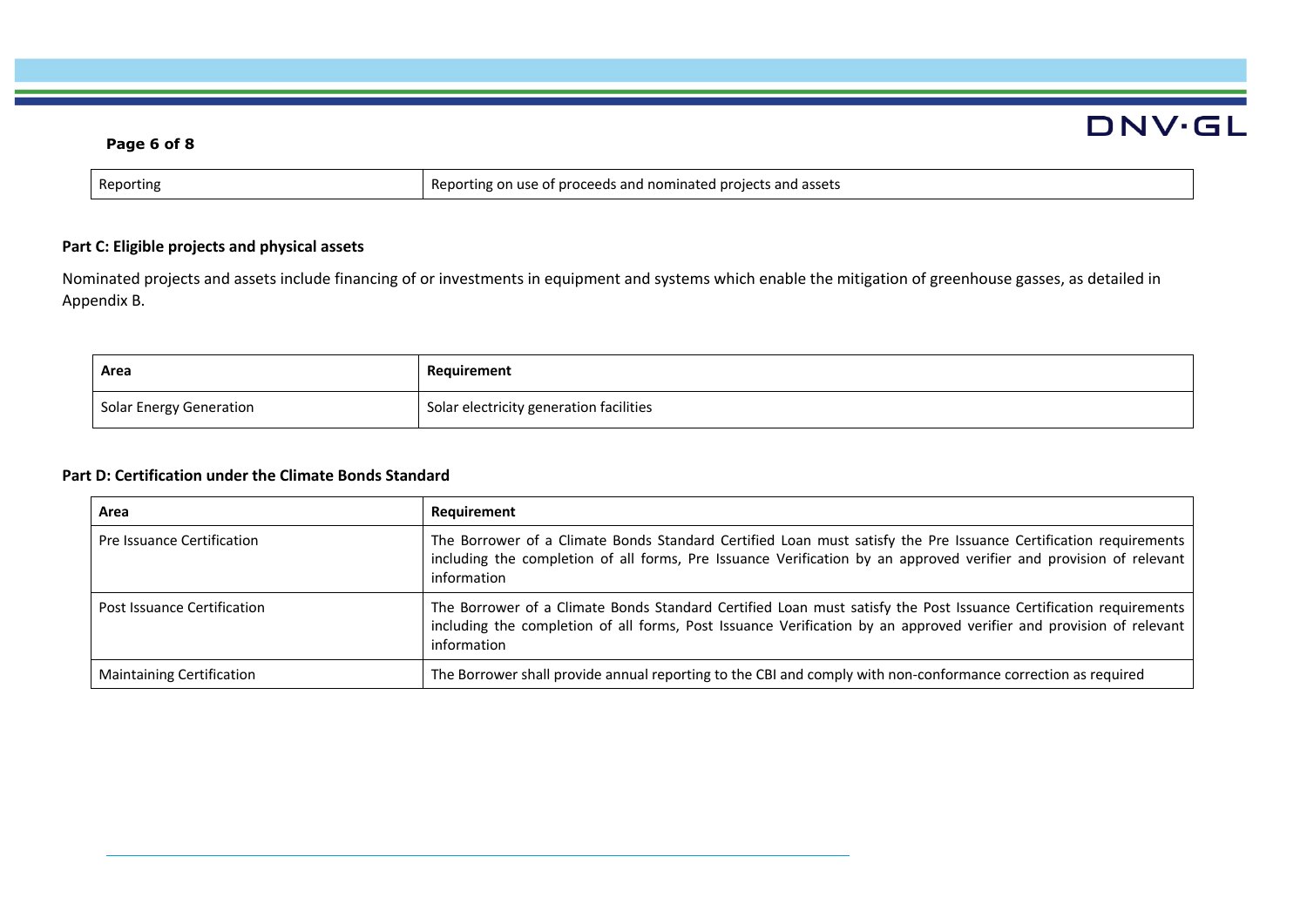| Reporting | Reporting on use of proceeds and nominated projects and assets |
|---|---|

## Part C: Eligible projects and physical assets

Nominated projects and assets include financing of or investments in equipment and systems which enable the mitigation of greenhouse gasses, as detailed in Appendix B.

| Area | Requirement |
|---|---|
| Solar Energy Generation | Solar electricity generation facilities |

## Part D: Certification under the Climate Bonds Standard

| Area | Requirement |
|---|---|
| Pre Issuance Certification | The Borrower of a Climate Bonds Standard Certified Loan must satisfy the Pre Issuance Certification requirements including the completion of all forms, Pre Issuance Verification by an approved verifier and provision of relevant information |
| Post Issuance Certification | The Borrower of a Climate Bonds Standard Certified Loan must satisfy the Post Issuance Certification requirements including the completion of all forms, Post Issuance Verification by an approved verifier and provision of relevant information |
| Maintaining Certification | The Borrower shall provide annual reporting to the CBI and comply with non-conformance correction as required |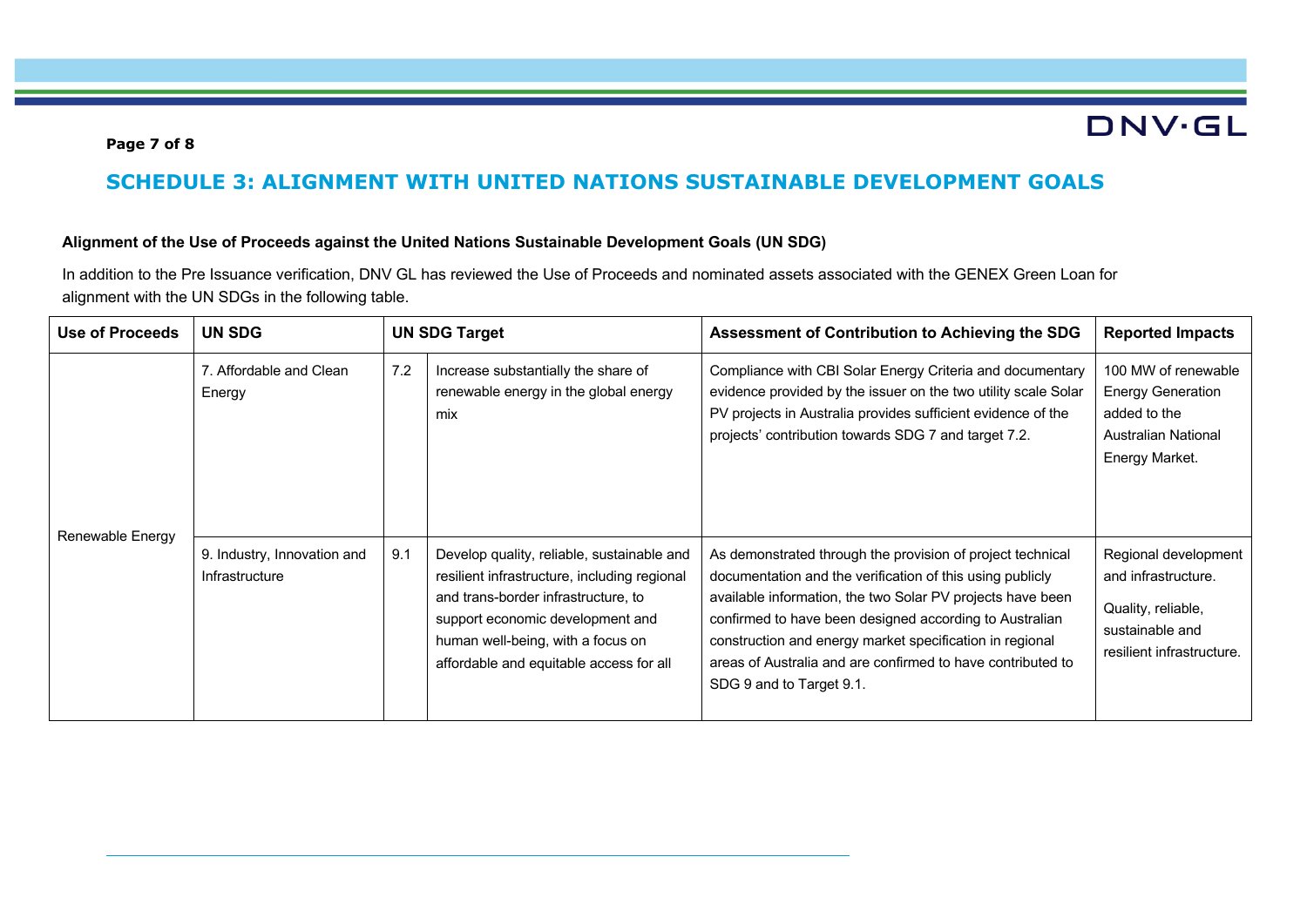## SCHEDULE 3: ALIGNMENT WITH UNITED NATIONS SUSTAINABLE DEVELOPMENT GOALS

**Alignment of the Use of Proceeds against the United Nations Sustainable Development Goals (UN SDG)**

In addition to the Pre Issuance verification, DNV GL has reviewed the Use of Proceeds and nominated assets associated with the GENEX Green Loan for alignment with the UN SDGs in the following table.

| Use of Proceeds | UN SDG | UN SDG Target | | Assessment of Contribution to Achieving the SDG | Reported Impacts |
|---|---|---|---|---|---|
| Renewable Energy | 7. Affordable and Clean Energy | 7.2 | Increase substantially the share of renewable energy in the global energy mix | Compliance with CBI Solar Energy Criteria and documentary evidence provided by the issuer on the two utility scale Solar PV projects in Australia provides sufficient evidence of the projects' contribution towards SDG 7 and target 7.2. | 100 MW of renewable Energy Generation added to the Australian National Energy Market. |
| | 9. Industry, Innovation and Infrastructure | 9.1 | Develop quality, reliable, sustainable and resilient infrastructure, including regional and trans-border infrastructure, to support economic development and human well-being, with a focus on affordable and equitable access for all | As demonstrated through the provision of project technical documentation and the verification of this using publicly available information, the two Solar PV projects have been confirmed to have been designed according to Australian construction and energy market specification in regional areas of Australia and are confirmed to have contributed to SDG 9 and to Target 9.1. | Regional development and infrastructure. Quality, reliable, sustainable and resilient infrastructure. |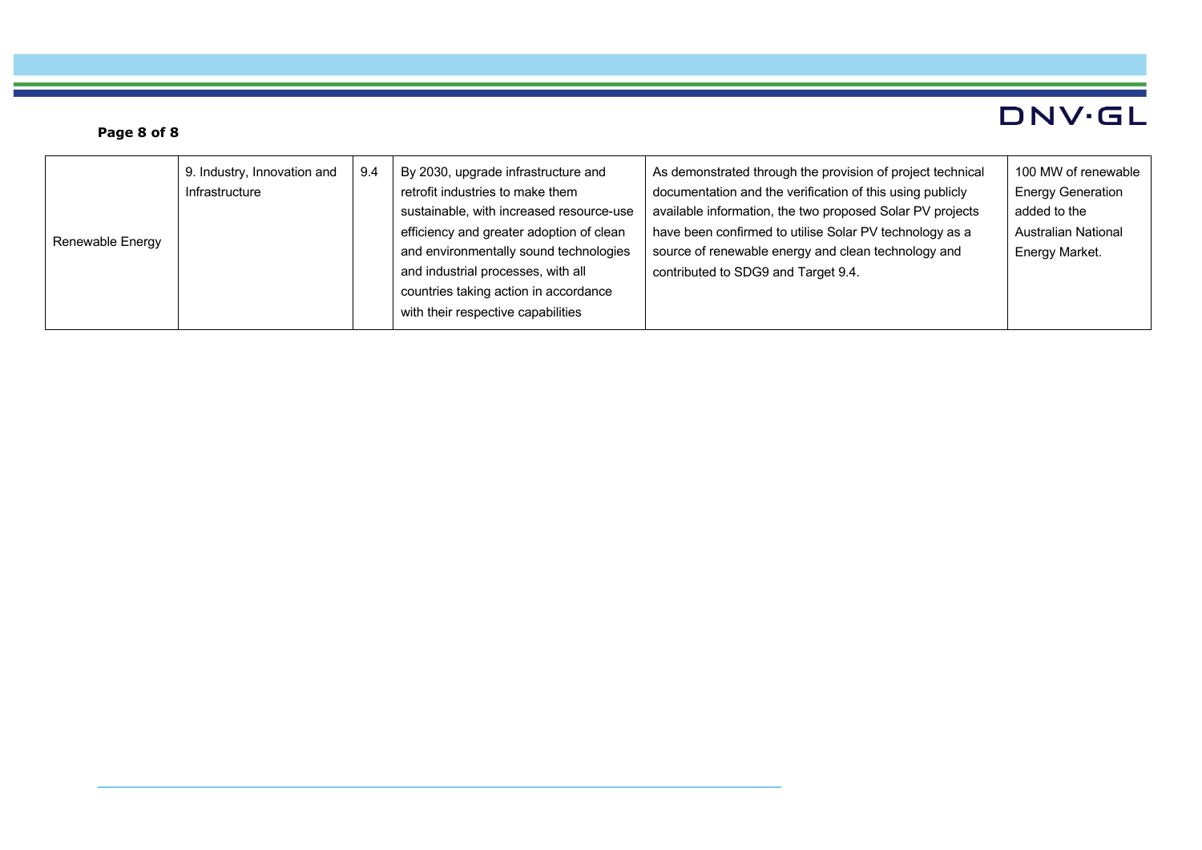| | | | | | |
|---|---|---|---|---|---|
| Renewable Energy | 9. Industry, Innovation and Infrastructure | 9.4 | By 2030, upgrade infrastructure and retrofit industries to make them sustainable, with increased resource-use efficiency and greater adoption of clean and environmentally sound technologies and industrial processes, with all countries taking action in accordance with their respective capabilities | As demonstrated through the provision of project technical documentation and the verification of this using publicly available information, the two proposed Solar PV projects have been confirmed to utilise Solar PV technology as a source of renewable energy and clean technology and contributed to SDG9 and Target 9.4. | 100 MW of renewable Energy Generation added to the Australian National Energy Market. |